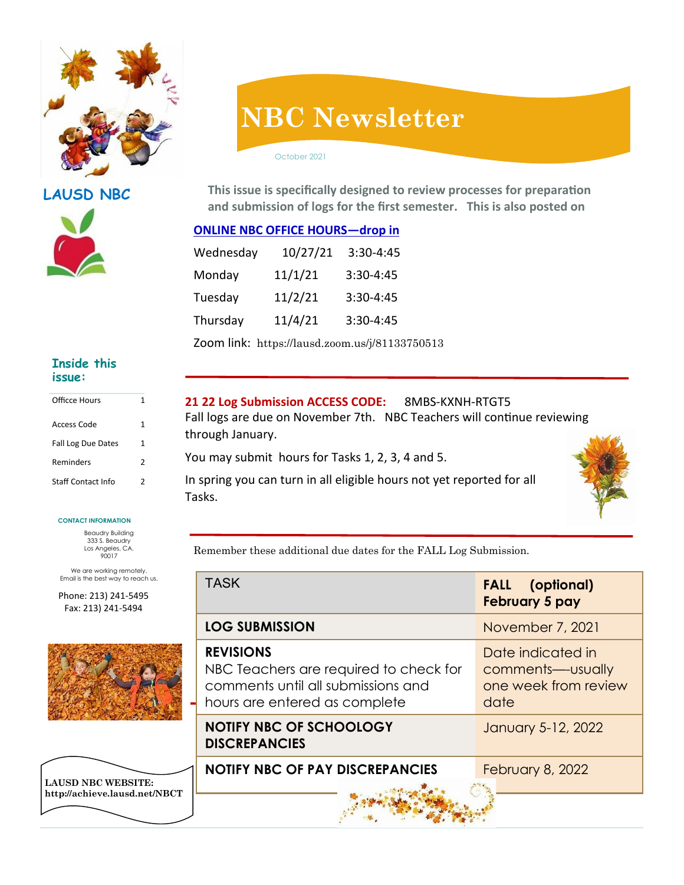# NBC Newsletter

October 2021

**LAUSD NBC**

**This issue is specifically designed to review processes for preparation and submission of logs for the first semester. This is also posted on**

## ONLINE NBC OFFICE HOURS—drop in

| | | |
|---|---|---|
| Wednesday | 10/27/21 | 3:30-4:45 |
| Monday | 11/1/21 | 3:30-4:45 |
| Tuesday | 11/2/21 | 3:30-4:45 |
| Thursday | 11/4/21 | 3:30-4:45 |

Zoom link: https://lausd.zoom.us/j/81133750513

### Inside this issue:

| | |
|---|---|
| Office Hours | 1 |
| Access Code | 1 |
| Fall Log Due Dates | 1 |
| Reminders | 2 |
| Staff Contact Info | 2 |

**CONTACT INFORMATION**

Beaudry Building
333 S. Beaudry
Los Angeles, CA.
90017

We are working remotely.
Email is the best way to reach us.

Phone: 213) 241-5495
Fax: 213) 241-5494

**LAUSD NBC WEBSITE:**
**http://achieve.lausd.net/NBCT**

**21 22 Log Submission ACCESS CODE:** 8MBS-KXNH-RTGT5

Fall logs are due on November 7th. NBC Teachers will continue reviewing through January.

You may submit hours for Tasks 1, 2, 3, 4 and 5.

In spring you can turn in all eligible hours not yet reported for all Tasks.

Remember these additional due dates for the FALL Log Submission.

| TASK | **FALL (optional) February 5 pay** |
|---|---|
| **LOG SUBMISSION** | November 7, 2021 |
| **REVISIONS** NBC Teachers are required to check for comments until all submissions and hours are entered as complete | Date indicated in comments—usually one week from review date |
| **NOTIFY NBC OF SCHOOLOGY DISCREPANCIES** | January 5-12, 2022 |
| **NOTIFY NBC OF PAY DISCREPANCIES** | February 8, 2022 |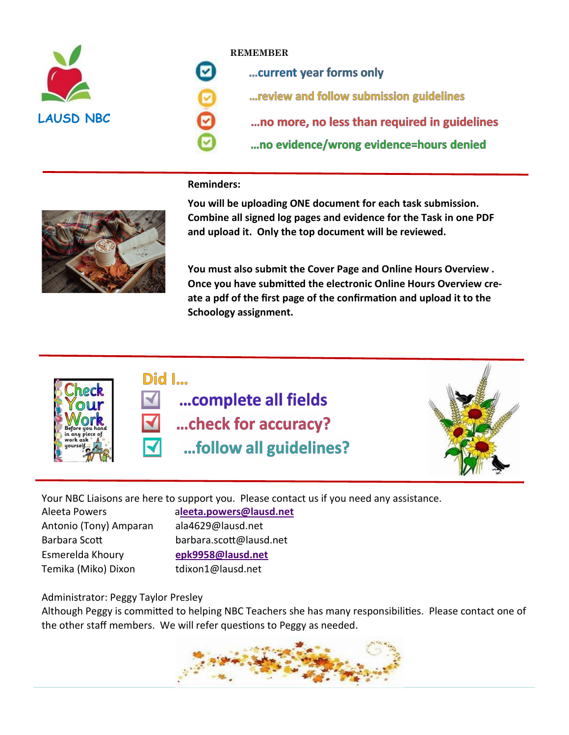LAUSD NBC

**REMEMBER**

- …current year forms only
- …review and follow submission guidelines
- …no more, no less than required in guidelines
- …no evidence/wrong evidence=hours denied

**Reminders:**

**You will be uploading ONE document for each task submission. Combine all signed log pages and evidence for the Task in one PDF and upload it. Only the top document will be reviewed.**

**You must also submit the Cover Page and Online Hours Overview . Once you have submitted the electronic Online Hours Overview create a pdf of the first page of the confirmation and upload it to the Schoology assignment.**

Check Your Work Before you hand in any piece of work ask yourself…

Did I…

- …complete all fields
- …check for accuracy?
- …follow all guidelines?

Your NBC Liaisons are here to support you. Please contact us if you need any assistance.

| | |
|---|---|
| Aleeta Powers | aleeta.powers@lausd.net |
| Antonio (Tony) Amparan | ala4629@lausd.net |
| Barbara Scott | barbara.scott@lausd.net |
| Esmerelda Khoury | epk9958@lausd.net |
| Temika (Miko) Dixon | tdixon1@lausd.net |

Administrator: Peggy Taylor Presley

Although Peggy is committed to helping NBC Teachers she has many responsibilities. Please contact one of the other staff members. We will refer questions to Peggy as needed.